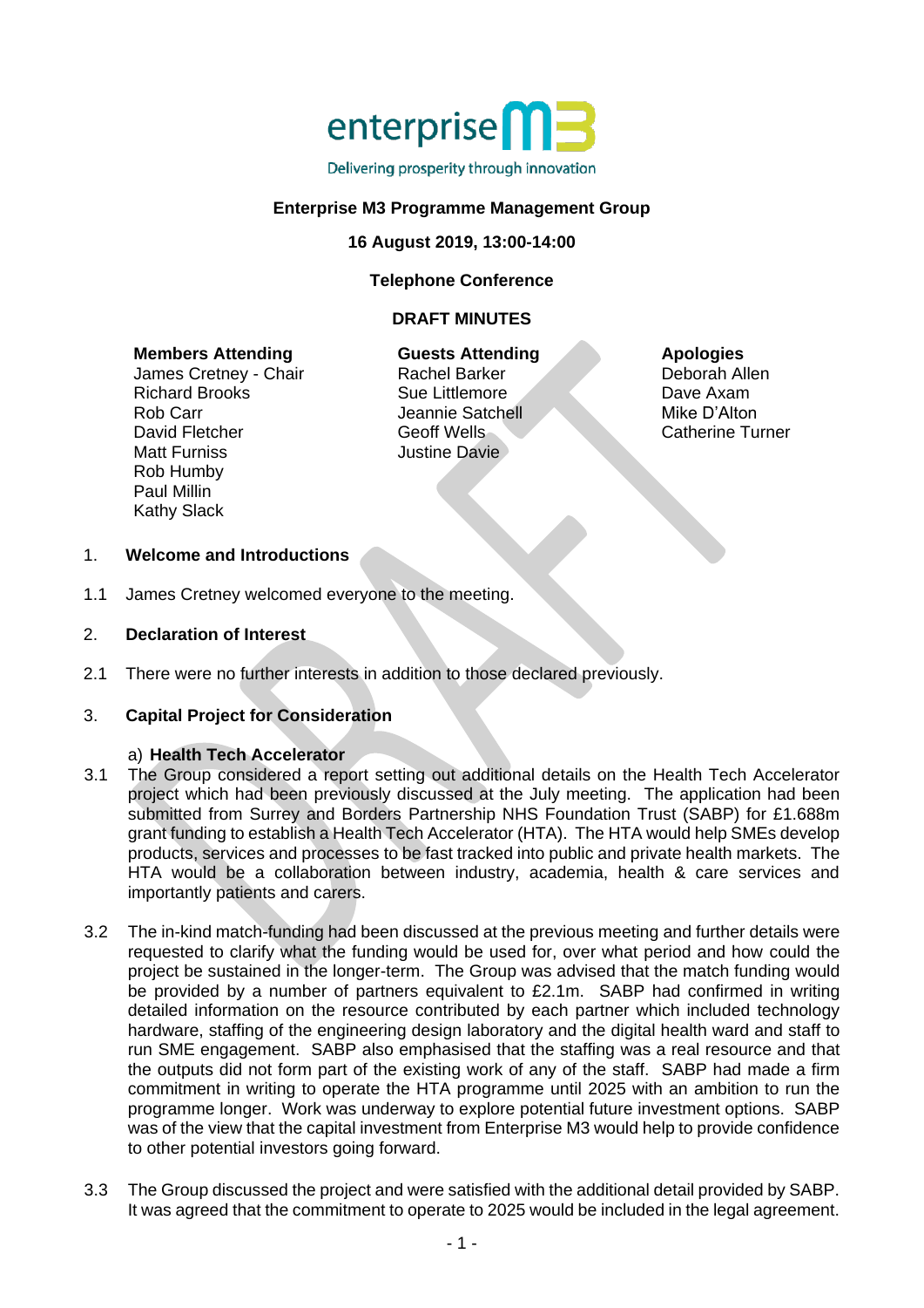enterprise M3

Delivering prosperity through innovation

**Enterprise M3 Programme Management Group**

**16 August 2019, 13:00-14:00**

**Telephone Conference**

**DRAFT MINUTES**

**Members Attending**
James Cretney - Chair
Richard Brooks
Rob Carr
David Fletcher
Matt Furniss
Rob Humby
Paul Millin
Kathy Slack

**Guests Attending**
Rachel Barker
Sue Littlemore
Jeannie Satchell
Geoff Wells
Justine Davie

**Apologies**
Deborah Allen
Dave Axam
Mike D'Alton
Catherine Turner

## 1. Welcome and Introductions

1.1 James Cretney welcomed everyone to the meeting.

## 2. Declaration of Interest

2.1 There were no further interests in addition to those declared previously.

## 3. Capital Project for Consideration

a) **Health Tech Accelerator**

3.1 The Group considered a report setting out additional details on the Health Tech Accelerator project which had been previously discussed at the July meeting. The application had been submitted from Surrey and Borders Partnership NHS Foundation Trust (SABP) for £1.688m grant funding to establish a Health Tech Accelerator (HTA). The HTA would help SMEs develop products, services and processes to be fast tracked into public and private health markets. The HTA would be a collaboration between industry, academia, health & care services and importantly patients and carers.

3.2 The in-kind match-funding had been discussed at the previous meeting and further details were requested to clarify what the funding would be used for, over what period and how could the project be sustained in the longer-term. The Group was advised that the match funding would be provided by a number of partners equivalent to £2.1m. SABP had confirmed in writing detailed information on the resource contributed by each partner which included technology hardware, staffing of the engineering design laboratory and the digital health ward and staff to run SME engagement. SABP also emphasised that the staffing was a real resource and that the outputs did not form part of the existing work of any of the staff. SABP had made a firm commitment in writing to operate the HTA programme until 2025 with an ambition to run the programme longer. Work was underway to explore potential future investment options. SABP was of the view that the capital investment from Enterprise M3 would help to provide confidence to other potential investors going forward.

3.3 The Group discussed the project and were satisfied with the additional detail provided by SABP. It was agreed that the commitment to operate to 2025 would be included in the legal agreement.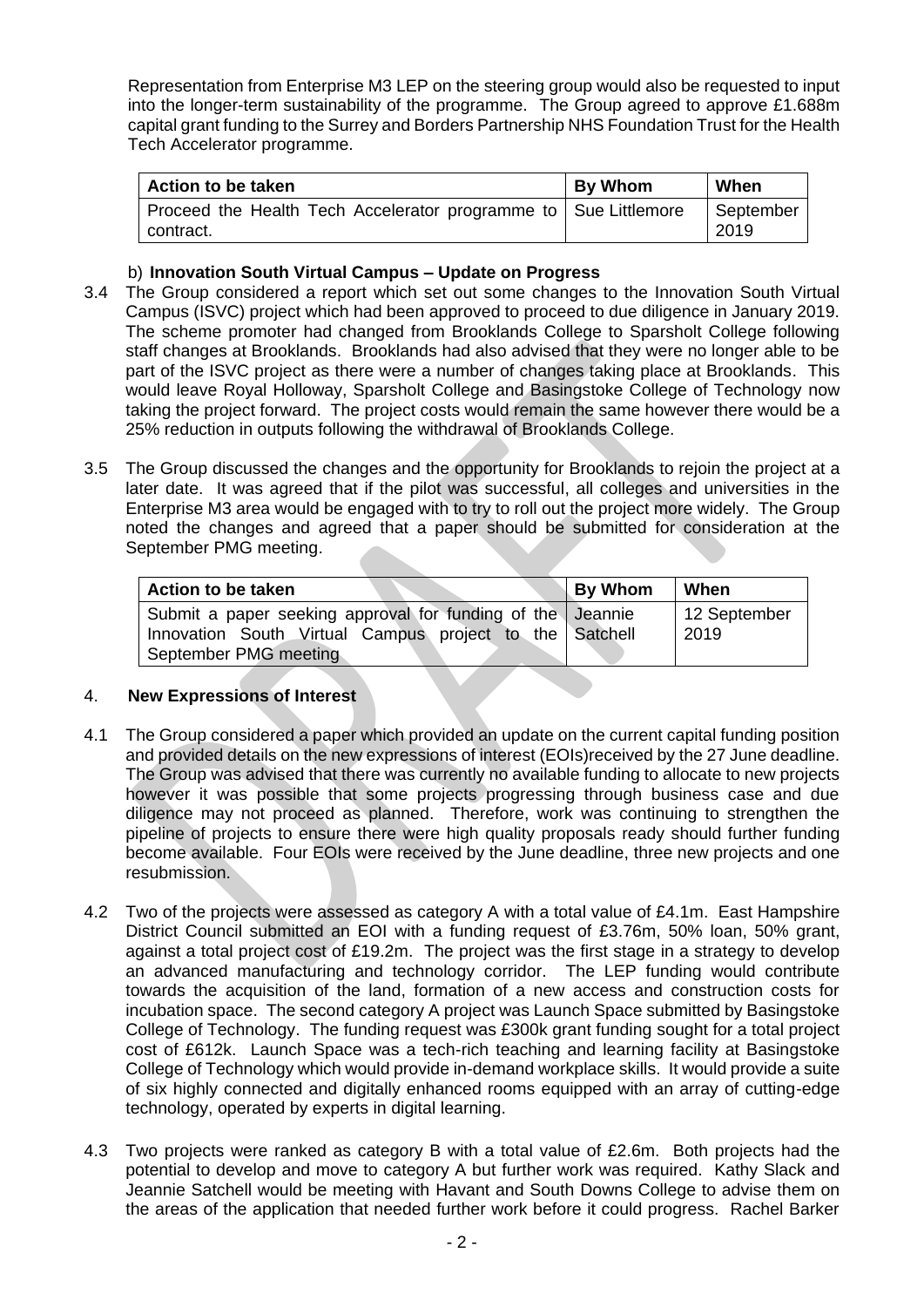Representation from Enterprise M3 LEP on the steering group would also be requested to input into the longer-term sustainability of the programme. The Group agreed to approve £1.688m capital grant funding to the Surrey and Borders Partnership NHS Foundation Trust for the Health Tech Accelerator programme.

| Action to be taken | By Whom | When |
|---|---|---|
| Proceed the Health Tech Accelerator programme to contract. | Sue Littlemore | September 2019 |

b) **Innovation South Virtual Campus – Update on Progress**

3.4 The Group considered a report which set out some changes to the Innovation South Virtual Campus (ISVC) project which had been approved to proceed to due diligence in January 2019. The scheme promoter had changed from Brooklands College to Sparsholt College following staff changes at Brooklands. Brooklands had also advised that they were no longer able to be part of the ISVC project as there were a number of changes taking place at Brooklands. This would leave Royal Holloway, Sparsholt College and Basingstoke College of Technology now taking the project forward. The project costs would remain the same however there would be a 25% reduction in outputs following the withdrawal of Brooklands College.

3.5 The Group discussed the changes and the opportunity for Brooklands to rejoin the project at a later date. It was agreed that if the pilot was successful, all colleges and universities in the Enterprise M3 area would be engaged with to try to roll out the project more widely. The Group noted the changes and agreed that a paper should be submitted for consideration at the September PMG meeting.

| Action to be taken | By Whom | When |
|---|---|---|
| Submit a paper seeking approval for funding of the Innovation South Virtual Campus project to the September PMG meeting | Jeannie Satchell | 12 September 2019 |

## 4. New Expressions of Interest

4.1 The Group considered a paper which provided an update on the current capital funding position and provided details on the new expressions of interest (EOIs)received by the 27 June deadline. The Group was advised that there was currently no available funding to allocate to new projects however it was possible that some projects progressing through business case and due diligence may not proceed as planned. Therefore, work was continuing to strengthen the pipeline of projects to ensure there were high quality proposals ready should further funding become available. Four EOIs were received by the June deadline, three new projects and one resubmission.

4.2 Two of the projects were assessed as category A with a total value of £4.1m. East Hampshire District Council submitted an EOI with a funding request of £3.76m, 50% loan, 50% grant, against a total project cost of £19.2m. The project was the first stage in a strategy to develop an advanced manufacturing and technology corridor. The LEP funding would contribute towards the acquisition of the land, formation of a new access and construction costs for incubation space. The second category A project was Launch Space submitted by Basingstoke College of Technology. The funding request was £300k grant funding sought for a total project cost of £612k. Launch Space was a tech-rich teaching and learning facility at Basingstoke College of Technology which would provide in-demand workplace skills. It would provide a suite of six highly connected and digitally enhanced rooms equipped with an array of cutting-edge technology, operated by experts in digital learning.

4.3 Two projects were ranked as category B with a total value of £2.6m. Both projects had the potential to develop and move to category A but further work was required. Kathy Slack and Jeannie Satchell would be meeting with Havant and South Downs College to advise them on the areas of the application that needed further work before it could progress. Rachel Barker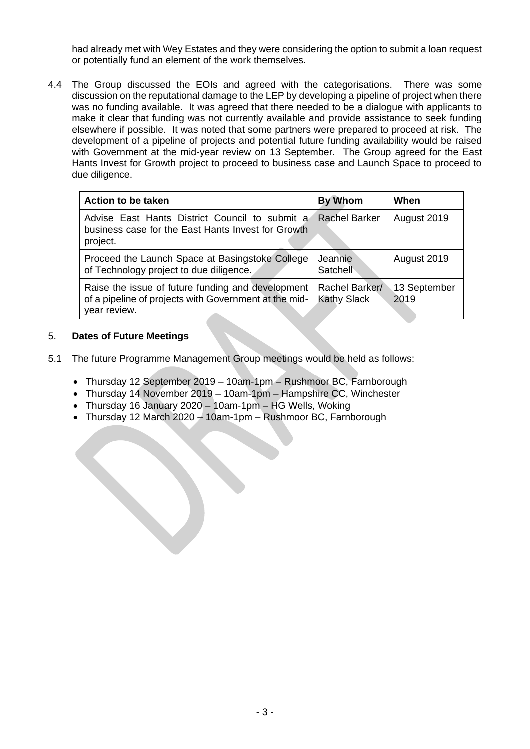had already met with Wey Estates and they were considering the option to submit a loan request or potentially fund an element of the work themselves.

4.4 The Group discussed the EOIs and agreed with the categorisations. There was some discussion on the reputational damage to the LEP by developing a pipeline of project when there was no funding available. It was agreed that there needed to be a dialogue with applicants to make it clear that funding was not currently available and provide assistance to seek funding elsewhere if possible. It was noted that some partners were prepared to proceed at risk. The development of a pipeline of projects and potential future funding availability would be raised with Government at the mid-year review on 13 September. The Group agreed for the East Hants Invest for Growth project to proceed to business case and Launch Space to proceed to due diligence.

| Action to be taken | By Whom | When |
|---|---|---|
| Advise East Hants District Council to submit a business case for the East Hants Invest for Growth project. | Rachel Barker | August 2019 |
| Proceed the Launch Space at Basingstoke College of Technology project to due diligence. | Jeannie Satchell | August 2019 |
| Raise the issue of future funding and development of a pipeline of projects with Government at the mid-year review. | Rachel Barker/ Kathy Slack | 13 September 2019 |

## 5. Dates of Future Meetings

5.1 The future Programme Management Group meetings would be held as follows:

- Thursday 12 September 2019 – 10am-1pm – Rushmoor BC, Farnborough
- Thursday 14 November 2019 – 10am-1pm – Hampshire CC, Winchester
- Thursday 16 January 2020 – 10am-1pm – HG Wells, Woking
- Thursday 12 March 2020 – 10am-1pm – Rushmoor BC, Farnborough